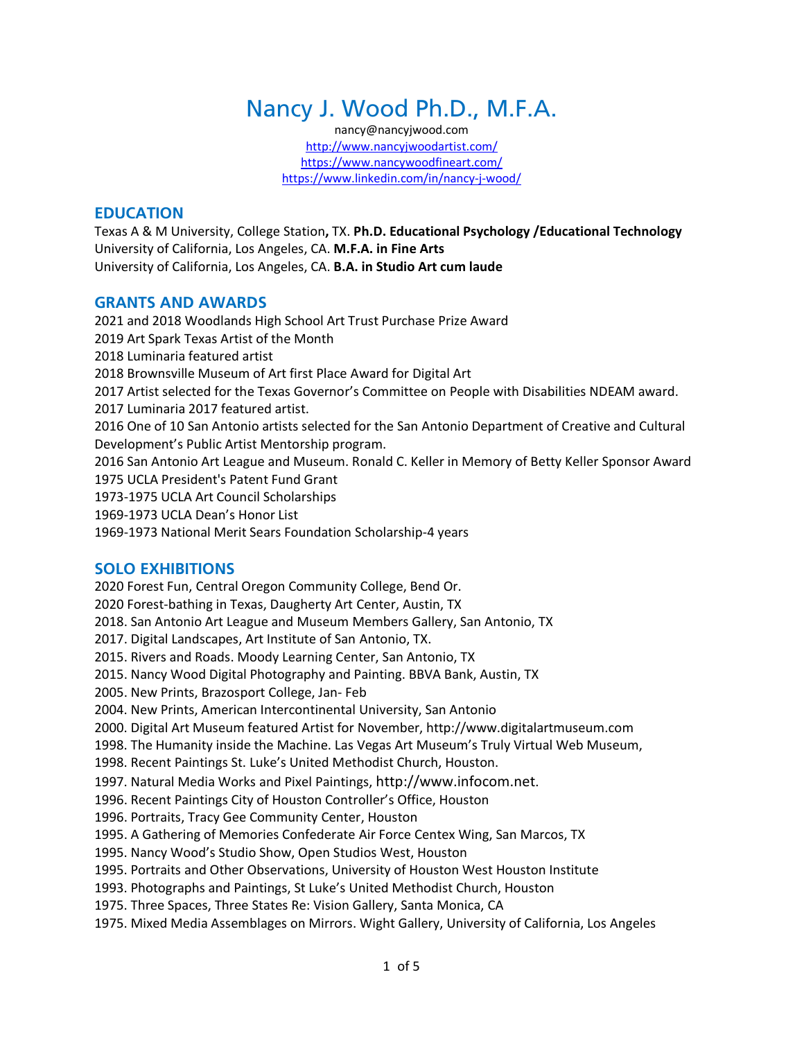# Nancy J. Wood Ph.D., M.F.A.

nancy@nancyjwood.com
http://www.nancyjwoodartist.com/
https://www.nancywoodfineart.com/
https://www.linkedin.com/in/nancy-j-wood/

## EDUCATION

Texas A & M University, College Station**,** TX. **Ph.D. Educational Psychology /Educational Technology**
University of California, Los Angeles, CA. **M.F.A. in Fine Arts**
University of California, Los Angeles, CA. **B.A. in Studio Art cum laude**

## GRANTS AND AWARDS

2021 and 2018 Woodlands High School Art Trust Purchase Prize Award
2019 Art Spark Texas Artist of the Month
2018 Luminaria featured artist
2018 Brownsville Museum of Art first Place Award for Digital Art
2017 Artist selected for the Texas Governor's Committee on People with Disabilities NDEAM award.
2017 Luminaria 2017 featured artist.
2016 One of 10 San Antonio artists selected for the San Antonio Department of Creative and Cultural Development's Public Artist Mentorship program.
2016 San Antonio Art League and Museum. Ronald C. Keller in Memory of Betty Keller Sponsor Award
1975 UCLA President's Patent Fund Grant
1973-1975 UCLA Art Council Scholarships
1969-1973 UCLA Dean's Honor List
1969-1973 National Merit Sears Foundation Scholarship-4 years

## SOLO EXHIBITIONS

2020 Forest Fun, Central Oregon Community College, Bend Or.
2020 Forest-bathing in Texas, Daugherty Art Center, Austin, TX
2018. San Antonio Art League and Museum Members Gallery, San Antonio, TX
2017. Digital Landscapes, Art Institute of San Antonio, TX.
2015. Rivers and Roads. Moody Learning Center, San Antonio, TX
2015. Nancy Wood Digital Photography and Painting. BBVA Bank, Austin, TX
2005. New Prints, Brazosport College, Jan- Feb
2004. New Prints, American Intercontinental University, San Antonio
2000. Digital Art Museum featured Artist for November, http://www.digitalartmuseum.com
1998. The Humanity inside the Machine. Las Vegas Art Museum's Truly Virtual Web Museum,
1998. Recent Paintings St. Luke's United Methodist Church, Houston.
1997. Natural Media Works and Pixel Paintings, http://www.infocom.net.
1996. Recent Paintings City of Houston Controller's Office, Houston
1996. Portraits, Tracy Gee Community Center, Houston
1995. A Gathering of Memories Confederate Air Force Centex Wing, San Marcos, TX
1995. Nancy Wood's Studio Show, Open Studios West, Houston
1995. Portraits and Other Observations, University of Houston West Houston Institute
1993. Photographs and Paintings, St Luke's United Methodist Church, Houston
1975. Three Spaces, Three States Re: Vision Gallery, Santa Monica, CA
1975. Mixed Media Assemblages on Mirrors. Wight Gallery, University of California, Los Angeles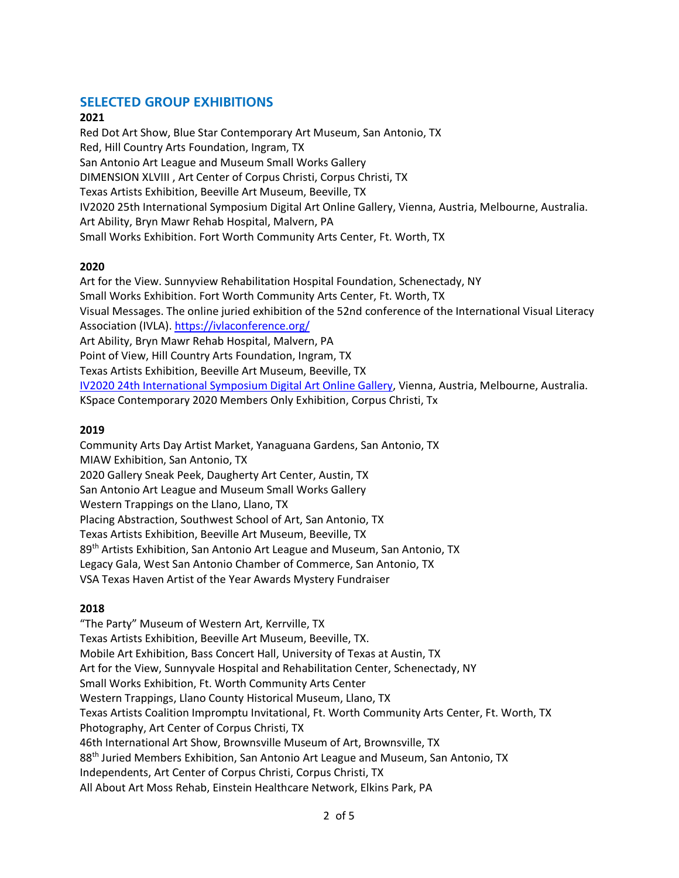## SELECTED GROUP EXHIBITIONS

**2021**

Red Dot Art Show, Blue Star Contemporary Art Museum, San Antonio, TX
Red, Hill Country Arts Foundation, Ingram, TX
San Antonio Art League and Museum Small Works Gallery
DIMENSION XLVIII , Art Center of Corpus Christi, Corpus Christi, TX
Texas Artists Exhibition, Beeville Art Museum, Beeville, TX
IV2020 25th International Symposium Digital Art Online Gallery, Vienna, Austria, Melbourne, Australia.
Art Ability, Bryn Mawr Rehab Hospital, Malvern, PA
Small Works Exhibition. Fort Worth Community Arts Center, Ft. Worth, TX

**2020**

Art for the View. Sunnyview Rehabilitation Hospital Foundation, Schenectady, NY
Small Works Exhibition. Fort Worth Community Arts Center, Ft. Worth, TX
Visual Messages. The online juried exhibition of the 52nd conference of the International Visual Literacy Association (IVLA). https://ivlaconference.org/
Art Ability, Bryn Mawr Rehab Hospital, Malvern, PA
Point of View, Hill Country Arts Foundation, Ingram, TX
Texas Artists Exhibition, Beeville Art Museum, Beeville, TX
IV2020 24th International Symposium Digital Art Online Gallery, Vienna, Austria, Melbourne, Australia.
KSpace Contemporary 2020 Members Only Exhibition, Corpus Christi, Tx

**2019**

Community Arts Day Artist Market, Yanaguana Gardens, San Antonio, TX
MIAW Exhibition, San Antonio, TX
2020 Gallery Sneak Peek, Daugherty Art Center, Austin, TX
San Antonio Art League and Museum Small Works Gallery
Western Trappings on the Llano, Llano, TX
Placing Abstraction, Southwest School of Art, San Antonio, TX
Texas Artists Exhibition, Beeville Art Museum, Beeville, TX
89th Artists Exhibition, San Antonio Art League and Museum, San Antonio, TX
Legacy Gala, West San Antonio Chamber of Commerce, San Antonio, TX
VSA Texas Haven Artist of the Year Awards Mystery Fundraiser

**2018**

"The Party" Museum of Western Art, Kerrville, TX
Texas Artists Exhibition, Beeville Art Museum, Beeville, TX.
Mobile Art Exhibition, Bass Concert Hall, University of Texas at Austin, TX
Art for the View, Sunnyvale Hospital and Rehabilitation Center, Schenectady, NY
Small Works Exhibition, Ft. Worth Community Arts Center
Western Trappings, Llano County Historical Museum, Llano, TX
Texas Artists Coalition Impromptu Invitational, Ft. Worth Community Arts Center, Ft. Worth, TX
Photography, Art Center of Corpus Christi, TX
46th International Art Show, Brownsville Museum of Art, Brownsville, TX
88th Juried Members Exhibition, San Antonio Art League and Museum, San Antonio, TX
Independents, Art Center of Corpus Christi, Corpus Christi, TX
All About Art Moss Rehab, Einstein Healthcare Network, Elkins Park, PA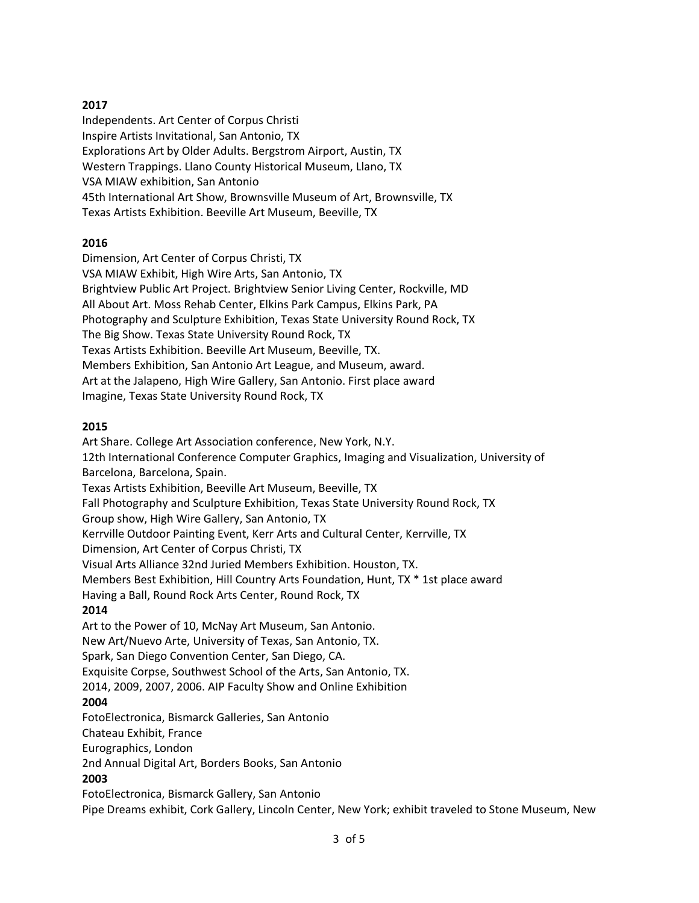**2017**

Independents. Art Center of Corpus Christi
Inspire Artists Invitational, San Antonio, TX
Explorations Art by Older Adults. Bergstrom Airport, Austin, TX
Western Trappings. Llano County Historical Museum, Llano, TX
VSA MIAW exhibition, San Antonio
45th International Art Show, Brownsville Museum of Art, Brownsville, TX
Texas Artists Exhibition. Beeville Art Museum, Beeville, TX

**2016**

Dimension, Art Center of Corpus Christi, TX
VSA MIAW Exhibit, High Wire Arts, San Antonio, TX
Brightview Public Art Project. Brightview Senior Living Center, Rockville, MD
All About Art. Moss Rehab Center, Elkins Park Campus, Elkins Park, PA
Photography and Sculpture Exhibition, Texas State University Round Rock, TX
The Big Show. Texas State University Round Rock, TX
Texas Artists Exhibition. Beeville Art Museum, Beeville, TX.
Members Exhibition, San Antonio Art League, and Museum, award.
Art at the Jalapeno, High Wire Gallery, San Antonio. First place award
Imagine, Texas State University Round Rock, TX

**2015**

Art Share. College Art Association conference, New York, N.Y.
12th International Conference Computer Graphics, Imaging and Visualization, University of Barcelona, Barcelona, Spain.
Texas Artists Exhibition, Beeville Art Museum, Beeville, TX
Fall Photography and Sculpture Exhibition, Texas State University Round Rock, TX
Group show, High Wire Gallery, San Antonio, TX
Kerrville Outdoor Painting Event, Kerr Arts and Cultural Center, Kerrville, TX
Dimension, Art Center of Corpus Christi, TX
Visual Arts Alliance 32nd Juried Members Exhibition. Houston, TX.
Members Best Exhibition, Hill Country Arts Foundation, Hunt, TX * 1st place award
Having a Ball, Round Rock Arts Center, Round Rock, TX

**2014**

Art to the Power of 10, McNay Art Museum, San Antonio.
New Art/Nuevo Arte, University of Texas, San Antonio, TX.
Spark, San Diego Convention Center, San Diego, CA.
Exquisite Corpse, Southwest School of the Arts, San Antonio, TX.
2014, 2009, 2007, 2006. AIP Faculty Show and Online Exhibition

**2004**

FotoElectronica, Bismarck Galleries, San Antonio
Chateau Exhibit, France
Eurographics, London
2nd Annual Digital Art, Borders Books, San Antonio

**2003**

FotoElectronica, Bismarck Gallery, San Antonio
Pipe Dreams exhibit, Cork Gallery, Lincoln Center, New York; exhibit traveled to Stone Museum, New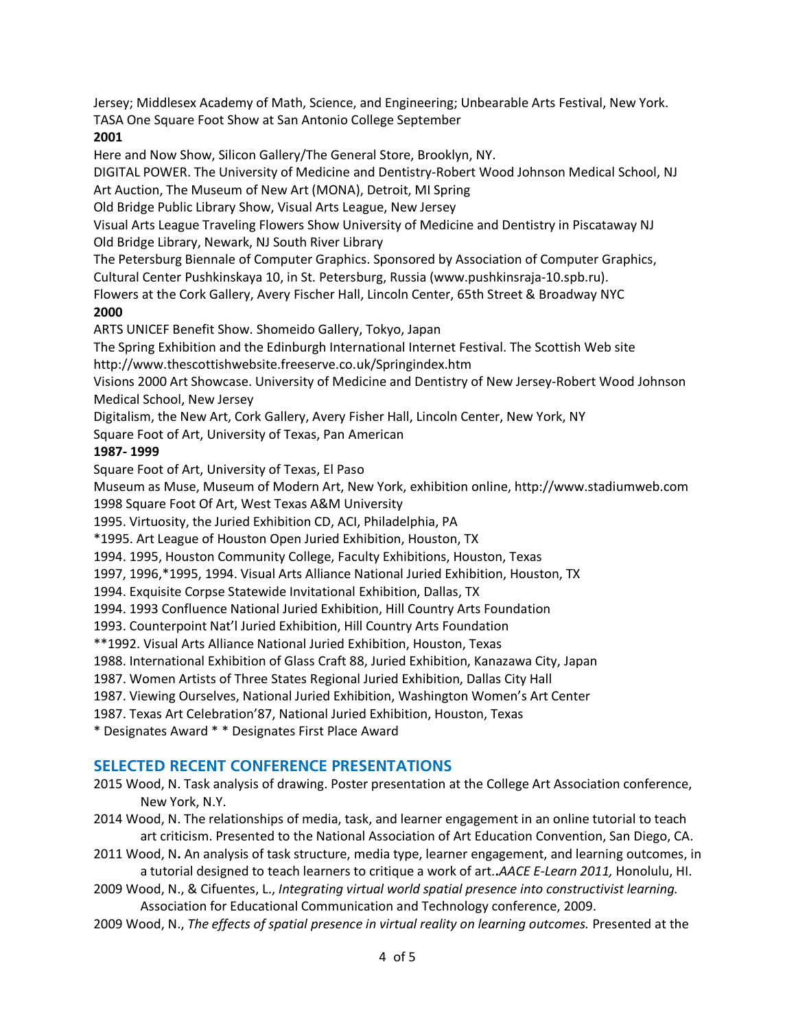Jersey; Middlesex Academy of Math, Science, and Engineering; Unbearable Arts Festival, New York.
TASA One Square Foot Show at San Antonio College September

**2001**

Here and Now Show, Silicon Gallery/The General Store, Brooklyn, NY.
DIGITAL POWER. The University of Medicine and Dentistry-Robert Wood Johnson Medical School, NJ
Art Auction, The Museum of New Art (MONA), Detroit, MI Spring
Old Bridge Public Library Show, Visual Arts League, New Jersey
Visual Arts League Traveling Flowers Show University of Medicine and Dentistry in Piscataway NJ
Old Bridge Library, Newark, NJ South River Library
The Petersburg Biennale of Computer Graphics. Sponsored by Association of Computer Graphics, Cultural Center Pushkinskaya 10, in St. Petersburg, Russia (www.pushkinsraja-10.spb.ru).
Flowers at the Cork Gallery, Avery Fischer Hall, Lincoln Center, 65th Street & Broadway NYC

**2000**

ARTS UNICEF Benefit Show. Shomeido Gallery, Tokyo, Japan
The Spring Exhibition and the Edinburgh International Internet Festival. The Scottish Web site http://www.thescottishwebsite.freeserve.co.uk/Springindex.htm
Visions 2000 Art Showcase. University of Medicine and Dentistry of New Jersey-Robert Wood Johnson Medical School, New Jersey
Digitalism, the New Art, Cork Gallery, Avery Fisher Hall, Lincoln Center, New York, NY
Square Foot of Art, University of Texas, Pan American

**1987- 1999**

Square Foot of Art, University of Texas, El Paso
Museum as Muse, Museum of Modern Art, New York, exhibition online, http://www.stadiumweb.com
1998 Square Foot Of Art, West Texas A&M University
1995. Virtuosity, the Juried Exhibition CD, ACI, Philadelphia, PA
*1995. Art League of Houston Open Juried Exhibition, Houston, TX
1994. 1995, Houston Community College, Faculty Exhibitions, Houston, Texas
1997, 1996,*1995, 1994. Visual Arts Alliance National Juried Exhibition, Houston, TX
1994. Exquisite Corpse Statewide Invitational Exhibition, Dallas, TX
1994. 1993 Confluence National Juried Exhibition, Hill Country Arts Foundation
1993. Counterpoint Nat'l Juried Exhibition, Hill Country Arts Foundation
**1992. Visual Arts Alliance National Juried Exhibition, Houston, Texas
1988. International Exhibition of Glass Craft 88, Juried Exhibition, Kanazawa City, Japan
1987. Women Artists of Three States Regional Juried Exhibition, Dallas City Hall
1987. Viewing Ourselves, National Juried Exhibition, Washington Women's Art Center
1987. Texas Art Celebration'87, National Juried Exhibition, Houston, Texas
* Designates Award * * Designates First Place Award

## SELECTED RECENT CONFERENCE PRESENTATIONS

2015 Wood, N. Task analysis of drawing. Poster presentation at the College Art Association conference, New York, N.Y.

2014 Wood, N. The relationships of media, task, and learner engagement in an online tutorial to teach art criticism. Presented to the National Association of Art Education Convention, San Diego, CA.

2011 Wood, N**.** An analysis of task structure, media type, learner engagement, and learning outcomes, in a tutorial designed to teach learners to critique a work of art.*.AACE E-Learn 2011,* Honolulu, HI.

2009 Wood, N., & Cifuentes, L., *Integrating virtual world spatial presence into constructivist learning.* Association for Educational Communication and Technology conference, 2009.

2009 Wood, N., *The effects of spatial presence in virtual reality on learning outcomes.* Presented at the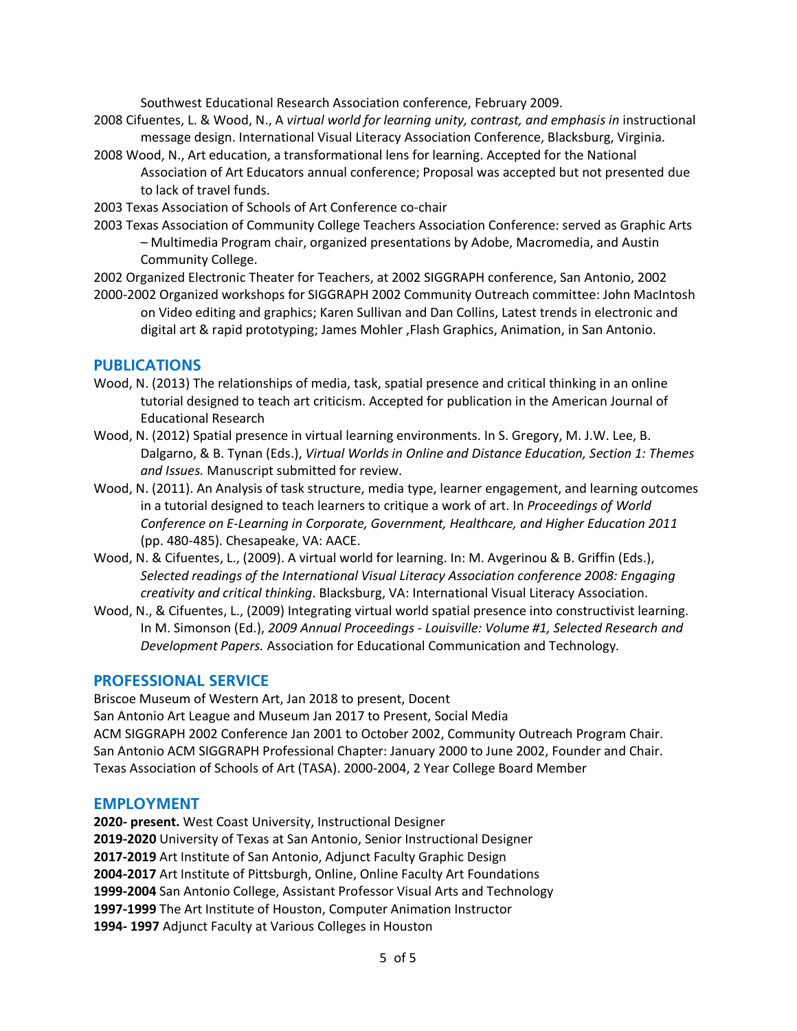Southwest Educational Research Association conference, February 2009.

2008 Cifuentes, L. & Wood, N., A *virtual world for learning unity, contrast, and emphasis in* instructional message design. International Visual Literacy Association Conference, Blacksburg, Virginia.

2008 Wood, N., Art education, a transformational lens for learning. Accepted for the National Association of Art Educators annual conference; Proposal was accepted but not presented due to lack of travel funds.

2003 Texas Association of Schools of Art Conference co-chair

2003 Texas Association of Community College Teachers Association Conference: served as Graphic Arts – Multimedia Program chair, organized presentations by Adobe, Macromedia, and Austin Community College.

2002 Organized Electronic Theater for Teachers, at 2002 SIGGRAPH conference, San Antonio, 2002

2000-2002 Organized workshops for SIGGRAPH 2002 Community Outreach committee: John MacIntosh on Video editing and graphics; Karen Sullivan and Dan Collins, Latest trends in electronic and digital art & rapid prototyping; James Mohler ,Flash Graphics, Animation, in San Antonio.

## PUBLICATIONS

Wood, N. (2013) The relationships of media, task, spatial presence and critical thinking in an online tutorial designed to teach art criticism. Accepted for publication in the American Journal of Educational Research

Wood, N. (2012) Spatial presence in virtual learning environments. In S. Gregory, M. J.W. Lee, B. Dalgarno, & B. Tynan (Eds.), *Virtual Worlds in Online and Distance Education, Section 1: Themes and Issues.* Manuscript submitted for review.

Wood, N. (2011). An Analysis of task structure, media type, learner engagement, and learning outcomes in a tutorial designed to teach learners to critique a work of art. In *Proceedings of World Conference on E-Learning in Corporate, Government, Healthcare, and Higher Education 2011* (pp. 480-485). Chesapeake, VA: AACE.

Wood, N. & Cifuentes, L., (2009). A virtual world for learning. In: M. Avgerinou & B. Griffin (Eds.), *Selected readings of the International Visual Literacy Association conference 2008: Engaging creativity and critical thinking*. Blacksburg, VA: International Visual Literacy Association.

Wood, N., & Cifuentes, L., (2009) Integrating virtual world spatial presence into constructivist learning. In M. Simonson (Ed.), *2009 Annual Proceedings - Louisville: Volume #1, Selected Research and Development Papers.* Association for Educational Communication and Technology.

## PROFESSIONAL SERVICE

Briscoe Museum of Western Art, Jan 2018 to present, Docent
San Antonio Art League and Museum Jan 2017 to Present, Social Media
ACM SIGGRAPH 2002 Conference Jan 2001 to October 2002, Community Outreach Program Chair.
San Antonio ACM SIGGRAPH Professional Chapter: January 2000 to June 2002, Founder and Chair.
Texas Association of Schools of Art (TASA). 2000-2004, 2 Year College Board Member

## EMPLOYMENT

**2020- present.** West Coast University, Instructional Designer
**2019-2020** University of Texas at San Antonio, Senior Instructional Designer
**2017-2019** Art Institute of San Antonio, Adjunct Faculty Graphic Design
**2004-2017** Art Institute of Pittsburgh, Online, Online Faculty Art Foundations
**1999-2004** San Antonio College, Assistant Professor Visual Arts and Technology
**1997-1999** The Art Institute of Houston, Computer Animation Instructor
**1994- 1997** Adjunct Faculty at Various Colleges in Houston